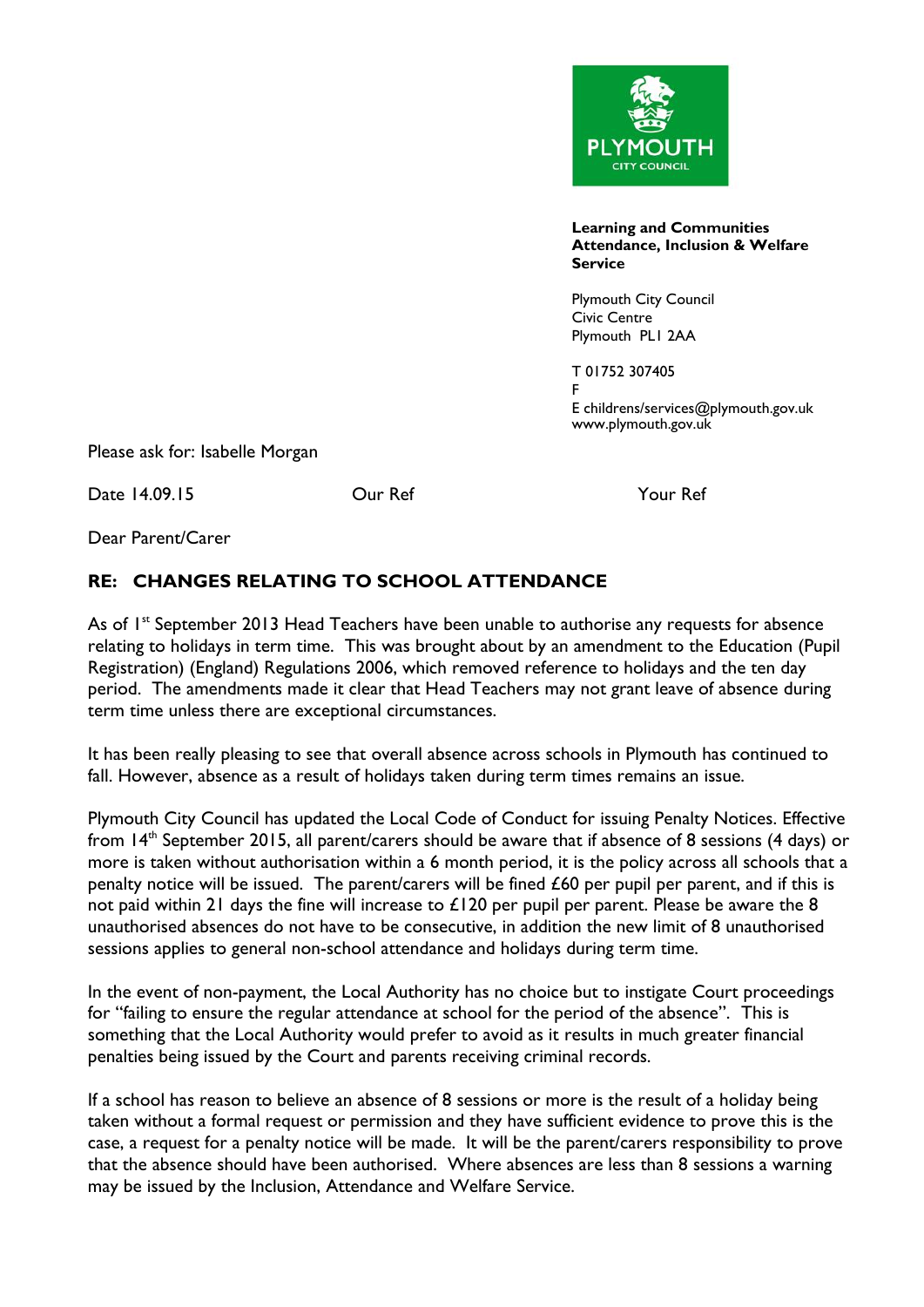PLYMOUTH CITY COUNCIL

**Learning and Communities**
**Attendance, Inclusion & Welfare Service**

Plymouth City Council
Civic Centre
Plymouth PL1 2AA

T 01752 307405
F
E childrens/services@plymouth.gov.uk
www.plymouth.gov.uk

Please ask for: Isabelle Morgan

Date 14.09.15 | Our Ref | Your Ref

Dear Parent/Carer

## RE: CHANGES RELATING TO SCHOOL ATTENDANCE

As of 1st September 2013 Head Teachers have been unable to authorise any requests for absence relating to holidays in term time. This was brought about by an amendment to the Education (Pupil Registration) (England) Regulations 2006, which removed reference to holidays and the ten day period. The amendments made it clear that Head Teachers may not grant leave of absence during term time unless there are exceptional circumstances.

It has been really pleasing to see that overall absence across schools in Plymouth has continued to fall. However, absence as a result of holidays taken during term times remains an issue.

Plymouth City Council has updated the Local Code of Conduct for issuing Penalty Notices. Effective from 14th September 2015, all parent/carers should be aware that if absence of 8 sessions (4 days) or more is taken without authorisation within a 6 month period, it is the policy across all schools that a penalty notice will be issued. The parent/carers will be fined £60 per pupil per parent, and if this is not paid within 21 days the fine will increase to £120 per pupil per parent. Please be aware the 8 unauthorised absences do not have to be consecutive, in addition the new limit of 8 unauthorised sessions applies to general non-school attendance and holidays during term time.

In the event of non-payment, the Local Authority has no choice but to instigate Court proceedings for "failing to ensure the regular attendance at school for the period of the absence". This is something that the Local Authority would prefer to avoid as it results in much greater financial penalties being issued by the Court and parents receiving criminal records.

If a school has reason to believe an absence of 8 sessions or more is the result of a holiday being taken without a formal request or permission and they have sufficient evidence to prove this is the case, a request for a penalty notice will be made. It will be the parent/carers responsibility to prove that the absence should have been authorised. Where absences are less than 8 sessions a warning may be issued by the Inclusion, Attendance and Welfare Service.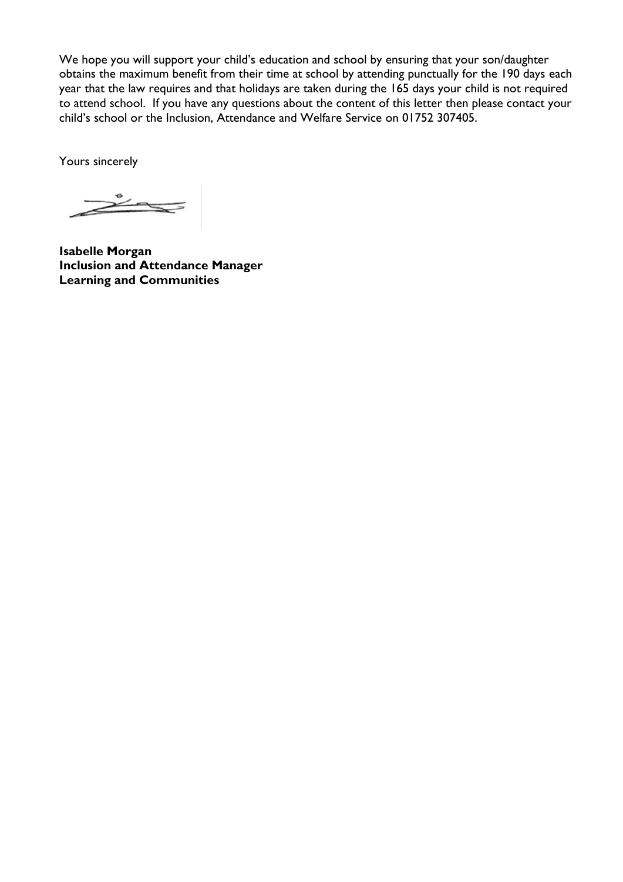We hope you will support your child's education and school by ensuring that your son/daughter obtains the maximum benefit from their time at school by attending punctually for the 190 days each year that the law requires and that holidays are taken during the 165 days your child is not required to attend school. If you have any questions about the content of this letter then please contact your child's school or the Inclusion, Attendance and Welfare Service on 01752 307405.

Yours sincerely

**Isabelle Morgan**
**Inclusion and Attendance Manager**
**Learning and Communities**